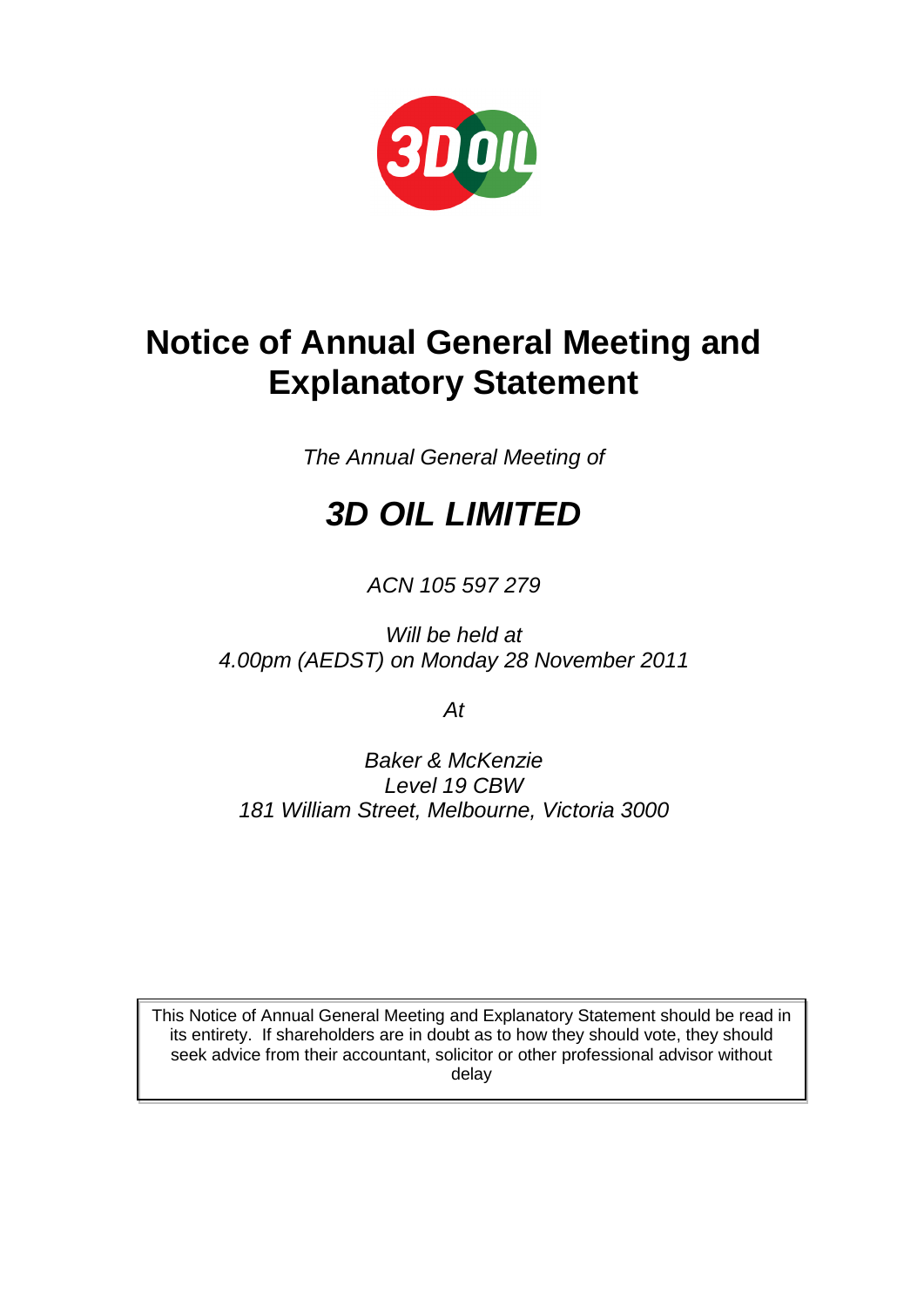# Notice of Annual General Meeting and Explanatory Statement

*The Annual General Meeting of*

## *3D OIL LIMITED*

*ACN 105 597 279*

*Will be held at*
*4.00pm (AEDST) on Monday 28 November 2011*

*At*

*Baker & McKenzie*
*Level 19 CBW*
*181 William Street, Melbourne, Victoria 3000*

This Notice of Annual General Meeting and Explanatory Statement should be read in its entirety. If shareholders are in doubt as to how they should vote, they should seek advice from their accountant, solicitor or other professional advisor without delay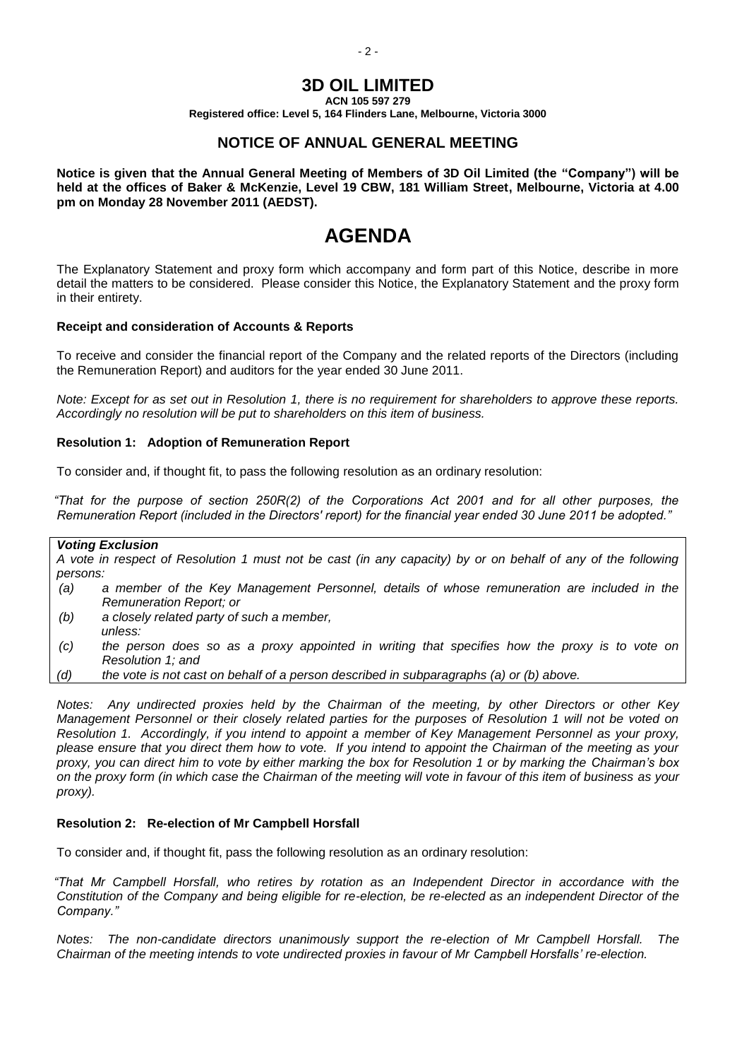# 3D OIL LIMITED

**ACN 105 597 279**

**Registered office: Level 5, 164 Flinders Lane, Melbourne, Victoria 3000**

## NOTICE OF ANNUAL GENERAL MEETING

**Notice is given that the Annual General Meeting of Members of 3D Oil Limited (the "Company") will be held at the offices of Baker & McKenzie, Level 19 CBW, 181 William Street, Melbourne, Victoria at 4.00 pm on Monday 28 November 2011 (AEDST).**

# AGENDA

The Explanatory Statement and proxy form which accompany and form part of this Notice, describe in more detail the matters to be considered. Please consider this Notice, the Explanatory Statement and the proxy form in their entirety.

**Receipt and consideration of Accounts & Reports**

To receive and consider the financial report of the Company and the related reports of the Directors (including the Remuneration Report) and auditors for the year ended 30 June 2011.

*Note: Except for as set out in Resolution 1, there is no requirement for shareholders to approve these reports. Accordingly no resolution will be put to shareholders on this item of business.*

**Resolution 1: Adoption of Remuneration Report**

To consider and, if thought fit, to pass the following resolution as an ordinary resolution:

*"That for the purpose of section 250R(2) of the Corporations Act 2001 and for all other purposes, the Remuneration Report (included in the Directors' report) for the financial year ended 30 June 2011 be adopted."*

***Voting Exclusion***

*A vote in respect of Resolution 1 must not be cast (in any capacity) by or on behalf of any of the following persons:*

*(a) a member of the Key Management Personnel, details of whose remuneration are included in the Remuneration Report; or*

*(b) a closely related party of such a member,*

*unless:*

*(c) the person does so as a proxy appointed in writing that specifies how the proxy is to vote on Resolution 1; and*

*(d) the vote is not cast on behalf of a person described in subparagraphs (a) or (b) above.*

*Notes: Any undirected proxies held by the Chairman of the meeting, by other Directors or other Key Management Personnel or their closely related parties for the purposes of Resolution 1 will not be voted on Resolution 1. Accordingly, if you intend to appoint a member of Key Management Personnel as your proxy, please ensure that you direct them how to vote. If you intend to appoint the Chairman of the meeting as your proxy, you can direct him to vote by either marking the box for Resolution 1 or by marking the Chairman's box on the proxy form (in which case the Chairman of the meeting will vote in favour of this item of business as your proxy).*

**Resolution 2: Re-election of Mr Campbell Horsfall**

To consider and, if thought fit, pass the following resolution as an ordinary resolution:

*"That Mr Campbell Horsfall, who retires by rotation as an Independent Director in accordance with the Constitution of the Company and being eligible for re-election, be re-elected as an independent Director of the Company."*

*Notes: The non-candidate directors unanimously support the re-election of Mr Campbell Horsfall. The Chairman of the meeting intends to vote undirected proxies in favour of Mr Campbell Horsfalls' re-election.*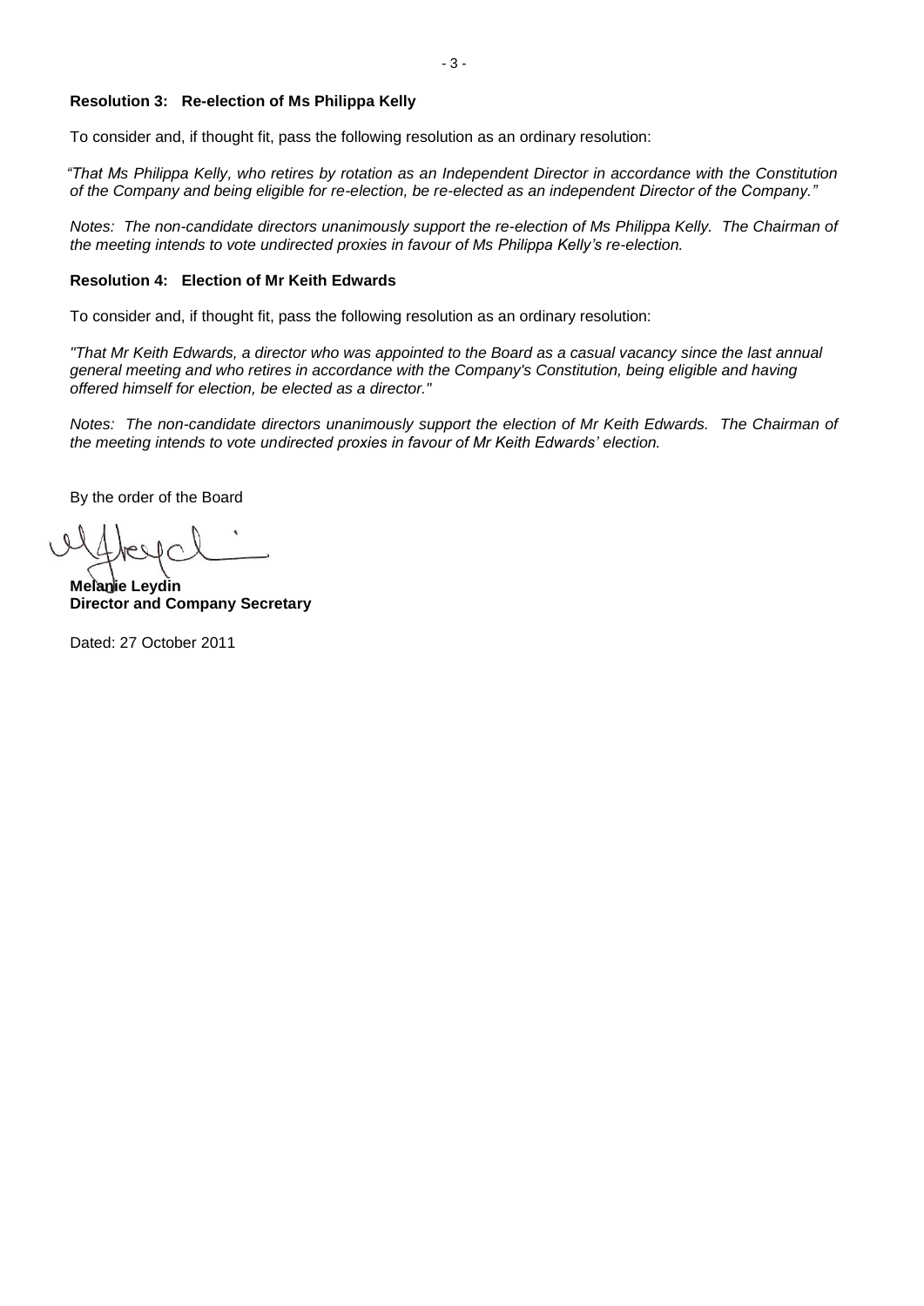**Resolution 3: Re-election of Ms Philippa Kelly**

To consider and, if thought fit, pass the following resolution as an ordinary resolution:

*"That Ms Philippa Kelly, who retires by rotation as an Independent Director in accordance with the Constitution of the Company and being eligible for re-election, be re-elected as an independent Director of the Company."*

*Notes: The non-candidate directors unanimously support the re-election of Ms Philippa Kelly. The Chairman of the meeting intends to vote undirected proxies in favour of Ms Philippa Kelly's re-election.*

**Resolution 4: Election of Mr Keith Edwards**

To consider and, if thought fit, pass the following resolution as an ordinary resolution:

*"That Mr Keith Edwards, a director who was appointed to the Board as a casual vacancy since the last annual general meeting and who retires in accordance with the Company's Constitution, being eligible and having offered himself for election, be elected as a director."*

*Notes: The non-candidate directors unanimously support the election of Mr Keith Edwards. The Chairman of the meeting intends to vote undirected proxies in favour of Mr Keith Edwards' election.*

By the order of the Board

**Melanie Leydin**
**Director and Company Secretary**

Dated: 27 October 2011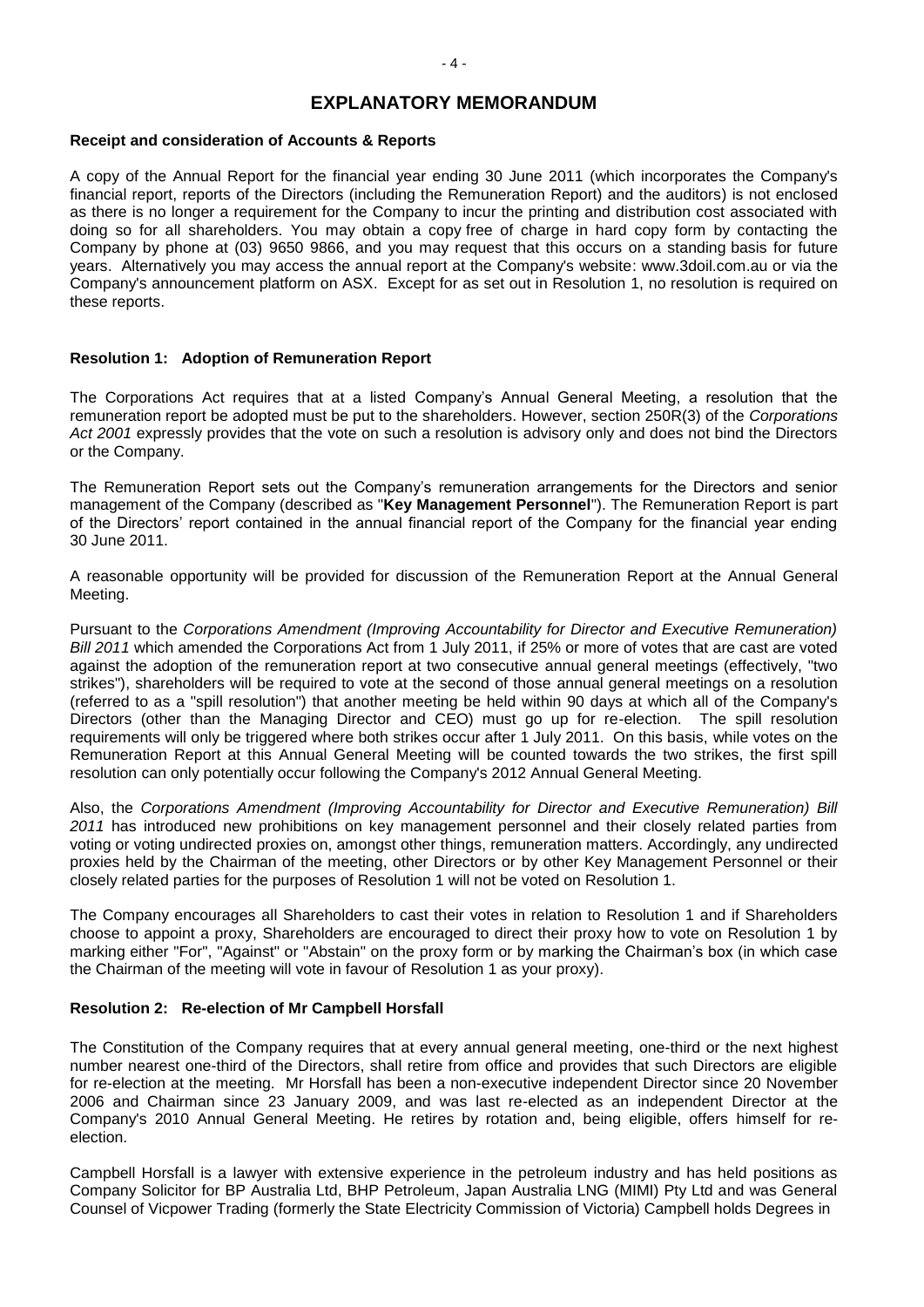# EXPLANATORY MEMORANDUM

**Receipt and consideration of Accounts & Reports**

A copy of the Annual Report for the financial year ending 30 June 2011 (which incorporates the Company's financial report, reports of the Directors (including the Remuneration Report) and the auditors) is not enclosed as there is no longer a requirement for the Company to incur the printing and distribution cost associated with doing so for all shareholders. You may obtain a copy free of charge in hard copy form by contacting the Company by phone at (03) 9650 9866, and you may request that this occurs on a standing basis for future years. Alternatively you may access the annual report at the Company's website: www.3doil.com.au or via the Company's announcement platform on ASX. Except for as set out in Resolution 1, no resolution is required on these reports.

**Resolution 1: Adoption of Remuneration Report**

The Corporations Act requires that at a listed Company's Annual General Meeting, a resolution that the remuneration report be adopted must be put to the shareholders. However, section 250R(3) of the *Corporations Act 2001* expressly provides that the vote on such a resolution is advisory only and does not bind the Directors or the Company.

The Remuneration Report sets out the Company's remuneration arrangements for the Directors and senior management of the Company (described as "**Key Management Personnel**"). The Remuneration Report is part of the Directors' report contained in the annual financial report of the Company for the financial year ending 30 June 2011.

A reasonable opportunity will be provided for discussion of the Remuneration Report at the Annual General Meeting.

Pursuant to the *Corporations Amendment (Improving Accountability for Director and Executive Remuneration) Bill 2011* which amended the Corporations Act from 1 July 2011, if 25% or more of votes that are cast are voted against the adoption of the remuneration report at two consecutive annual general meetings (effectively, "two strikes"), shareholders will be required to vote at the second of those annual general meetings on a resolution (referred to as a "spill resolution") that another meeting be held within 90 days at which all of the Company's Directors (other than the Managing Director and CEO) must go up for re-election. The spill resolution requirements will only be triggered where both strikes occur after 1 July 2011. On this basis, while votes on the Remuneration Report at this Annual General Meeting will be counted towards the two strikes, the first spill resolution can only potentially occur following the Company's 2012 Annual General Meeting.

Also, the *Corporations Amendment (Improving Accountability for Director and Executive Remuneration) Bill 2011* has introduced new prohibitions on key management personnel and their closely related parties from voting or voting undirected proxies on, amongst other things, remuneration matters. Accordingly, any undirected proxies held by the Chairman of the meeting, other Directors or by other Key Management Personnel or their closely related parties for the purposes of Resolution 1 will not be voted on Resolution 1.

The Company encourages all Shareholders to cast their votes in relation to Resolution 1 and if Shareholders choose to appoint a proxy, Shareholders are encouraged to direct their proxy how to vote on Resolution 1 by marking either "For", "Against" or "Abstain" on the proxy form or by marking the Chairman's box (in which case the Chairman of the meeting will vote in favour of Resolution 1 as your proxy).

**Resolution 2: Re-election of Mr Campbell Horsfall**

The Constitution of the Company requires that at every annual general meeting, one-third or the next highest number nearest one-third of the Directors, shall retire from office and provides that such Directors are eligible for re-election at the meeting. Mr Horsfall has been a non-executive independent Director since 20 November 2006 and Chairman since 23 January 2009, and was last re-elected as an independent Director at the Company's 2010 Annual General Meeting. He retires by rotation and, being eligible, offers himself for re-election.

Campbell Horsfall is a lawyer with extensive experience in the petroleum industry and has held positions as Company Solicitor for BP Australia Ltd, BHP Petroleum, Japan Australia LNG (MIMI) Pty Ltd and was General Counsel of Vicpower Trading (formerly the State Electricity Commission of Victoria) Campbell holds Degrees in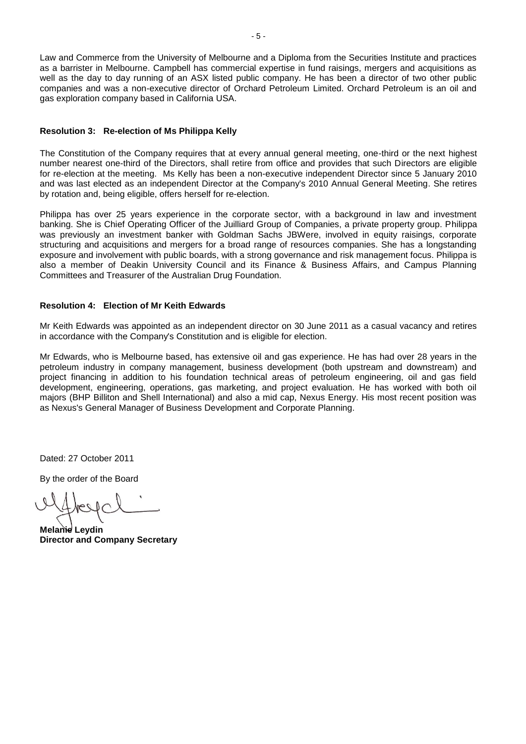Law and Commerce from the University of Melbourne and a Diploma from the Securities Institute and practices as a barrister in Melbourne. Campbell has commercial expertise in fund raisings, mergers and acquisitions as well as the day to day running of an ASX listed public company. He has been a director of two other public companies and was a non-executive director of Orchard Petroleum Limited. Orchard Petroleum is an oil and gas exploration company based in California USA.

**Resolution 3: Re-election of Ms Philippa Kelly**

The Constitution of the Company requires that at every annual general meeting, one-third or the next highest number nearest one-third of the Directors, shall retire from office and provides that such Directors are eligible for re-election at the meeting. Ms Kelly has been a non-executive independent Director since 5 January 2010 and was last elected as an independent Director at the Company's 2010 Annual General Meeting. She retires by rotation and, being eligible, offers herself for re-election.

Philippa has over 25 years experience in the corporate sector, with a background in law and investment banking. She is Chief Operating Officer of the Juilliard Group of Companies, a private property group. Philippa was previously an investment banker with Goldman Sachs JBWere, involved in equity raisings, corporate structuring and acquisitions and mergers for a broad range of resources companies. She has a longstanding exposure and involvement with public boards, with a strong governance and risk management focus. Philippa is also a member of Deakin University Council and its Finance & Business Affairs, and Campus Planning Committees and Treasurer of the Australian Drug Foundation.

**Resolution 4: Election of Mr Keith Edwards**

Mr Keith Edwards was appointed as an independent director on 30 June 2011 as a casual vacancy and retires in accordance with the Company's Constitution and is eligible for election.

Mr Edwards, who is Melbourne based, has extensive oil and gas experience. He has had over 28 years in the petroleum industry in company management, business development (both upstream and downstream) and project financing in addition to his foundation technical areas of petroleum engineering, oil and gas field development, engineering, operations, gas marketing, and project evaluation. He has worked with both oil majors (BHP Billiton and Shell International) and also a mid cap, Nexus Energy. His most recent position was as Nexus's General Manager of Business Development and Corporate Planning.

Dated: 27 October 2011

By the order of the Board

**Melanie Leydin**
**Director and Company Secretary**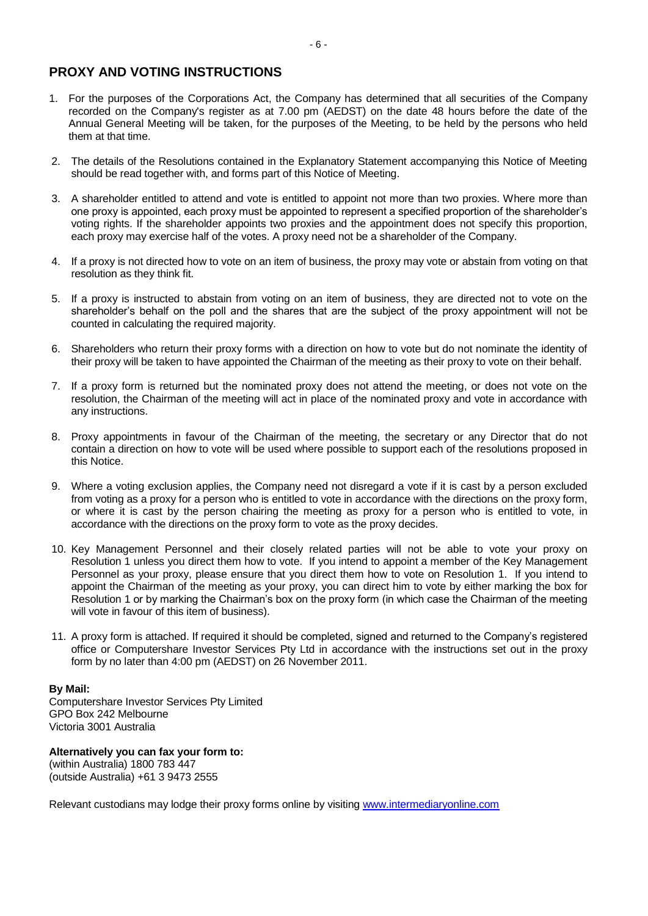## PROXY AND VOTING INSTRUCTIONS

1. For the purposes of the Corporations Act, the Company has determined that all securities of the Company recorded on the Company's register as at 7.00 pm (AEDST) on the date 48 hours before the date of the Annual General Meeting will be taken, for the purposes of the Meeting, to be held by the persons who held them at that time.

2. The details of the Resolutions contained in the Explanatory Statement accompanying this Notice of Meeting should be read together with, and forms part of this Notice of Meeting.

3. A shareholder entitled to attend and vote is entitled to appoint not more than two proxies. Where more than one proxy is appointed, each proxy must be appointed to represent a specified proportion of the shareholder's voting rights. If the shareholder appoints two proxies and the appointment does not specify this proportion, each proxy may exercise half of the votes. A proxy need not be a shareholder of the Company.

4. If a proxy is not directed how to vote on an item of business, the proxy may vote or abstain from voting on that resolution as they think fit.

5. If a proxy is instructed to abstain from voting on an item of business, they are directed not to vote on the shareholder's behalf on the poll and the shares that are the subject of the proxy appointment will not be counted in calculating the required majority.

6. Shareholders who return their proxy forms with a direction on how to vote but do not nominate the identity of their proxy will be taken to have appointed the Chairman of the meeting as their proxy to vote on their behalf.

7. If a proxy form is returned but the nominated proxy does not attend the meeting, or does not vote on the resolution, the Chairman of the meeting will act in place of the nominated proxy and vote in accordance with any instructions.

8. Proxy appointments in favour of the Chairman of the meeting, the secretary or any Director that do not contain a direction on how to vote will be used where possible to support each of the resolutions proposed in this Notice.

9. Where a voting exclusion applies, the Company need not disregard a vote if it is cast by a person excluded from voting as a proxy for a person who is entitled to vote in accordance with the directions on the proxy form, or where it is cast by the person chairing the meeting as proxy for a person who is entitled to vote, in accordance with the directions on the proxy form to vote as the proxy decides.

10. Key Management Personnel and their closely related parties will not be able to vote your proxy on Resolution 1 unless you direct them how to vote. If you intend to appoint a member of the Key Management Personnel as your proxy, please ensure that you direct them how to vote on Resolution 1. If you intend to appoint the Chairman of the meeting as your proxy, you can direct him to vote by either marking the box for Resolution 1 or by marking the Chairman's box on the proxy form (in which case the Chairman of the meeting will vote in favour of this item of business).

11. A proxy form is attached. If required it should be completed, signed and returned to the Company's registered office or Computershare Investor Services Pty Ltd in accordance with the instructions set out in the proxy form by no later than 4:00 pm (AEDST) on 26 November 2011.

**By Mail:**
Computershare Investor Services Pty Limited
GPO Box 242 Melbourne
Victoria 3001 Australia

**Alternatively you can fax your form to:**
(within Australia) 1800 783 447
(outside Australia) +61 3 9473 2555

Relevant custodians may lodge their proxy forms online by visiting www.intermediaryonline.com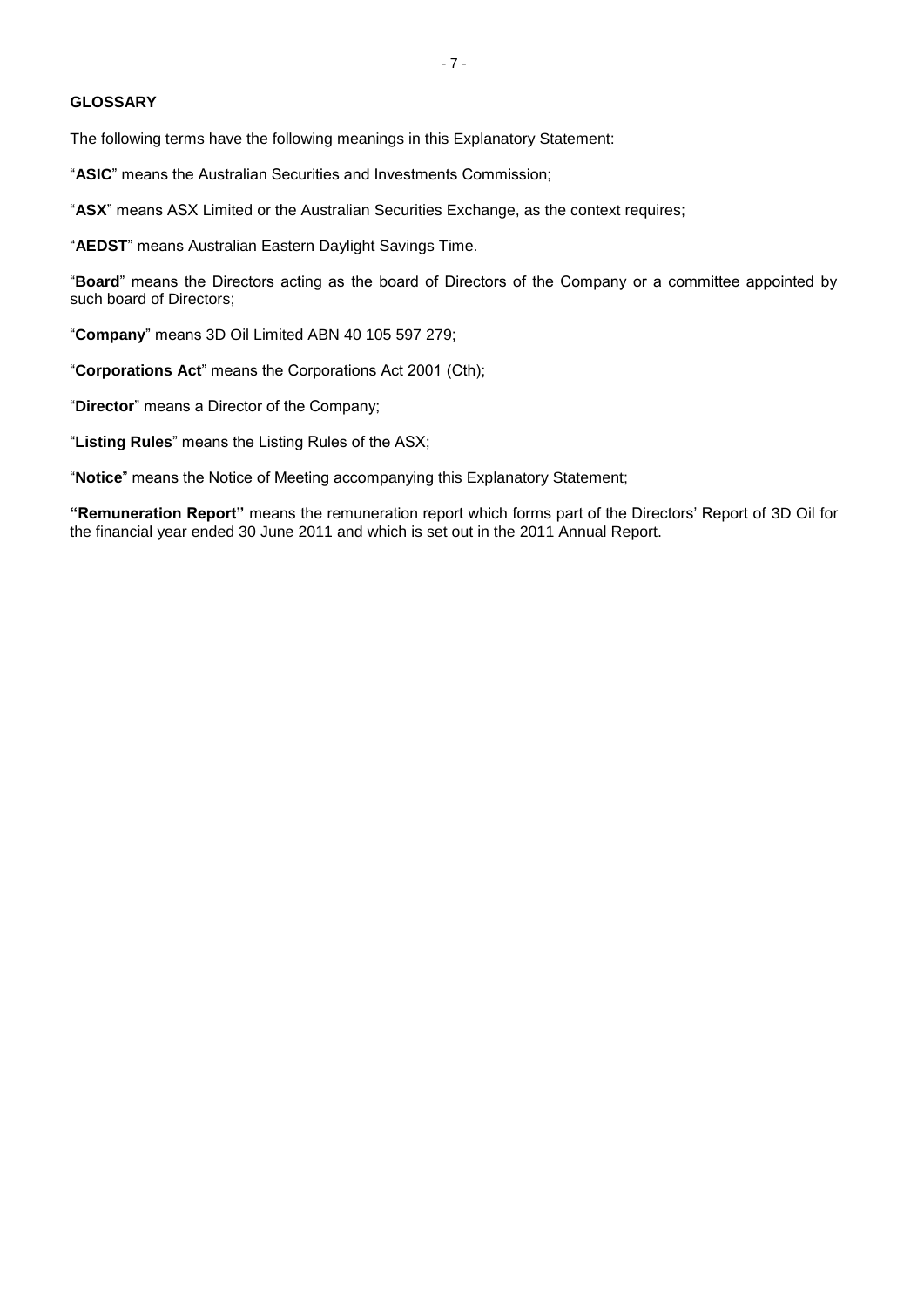**GLOSSARY**

The following terms have the following meanings in this Explanatory Statement:

"**ASIC**" means the Australian Securities and Investments Commission;

"**ASX**" means ASX Limited or the Australian Securities Exchange, as the context requires;

"**AEDST**" means Australian Eastern Daylight Savings Time.

"**Board**" means the Directors acting as the board of Directors of the Company or a committee appointed by such board of Directors;

"**Company**" means 3D Oil Limited ABN 40 105 597 279;

"**Corporations Act**" means the Corporations Act 2001 (Cth);

"**Director**" means a Director of the Company;

"**Listing Rules**" means the Listing Rules of the ASX;

"**Notice**" means the Notice of Meeting accompanying this Explanatory Statement;

**"Remuneration Report"** means the remuneration report which forms part of the Directors' Report of 3D Oil for the financial year ended 30 June 2011 and which is set out in the 2011 Annual Report.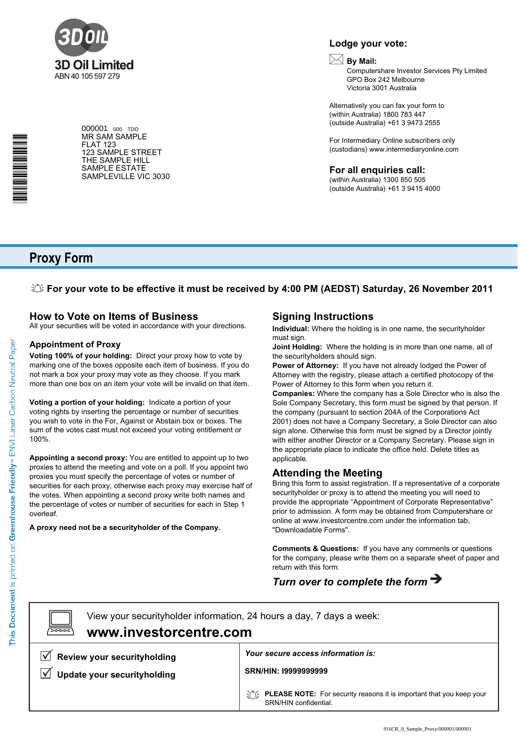**3D Oil Limited**
ABN 40 105 597 279

000001 000 TDO
MR SAM SAMPLE
FLAT 123
123 SAMPLE STREET
THE SAMPLE HILL
SAMPLE ESTATE
SAMPLEVILLE VIC 3030

**Lodge your vote:**

**By Mail:**
Computershare Investor Services Pty Limited
GPO Box 242 Melbourne
Victoria 3001 Australia

Alternatively you can fax your form to
(within Australia) 1800 783 447
(outside Australia) +61 3 9473 2555

For Intermediary Online subscribers only
(custodians) www.intermediaryonline.com

**For all enquiries call:**
(within Australia) 1300 850 505
(outside Australia) +61 3 9415 4000

# Proxy Form

**For your vote to be effective it must be received by 4:00 PM (AEDST) Saturday, 26 November 2011**

## How to Vote on Items of Business

All your securities will be voted in accordance with your directions.

### Appointment of Proxy

**Voting 100% of your holding:** Direct your proxy how to vote by marking one of the boxes opposite each item of business. If you do not mark a box your proxy may vote as they choose. If you mark more than one box on an item your vote will be invalid on that item.

**Voting a portion of your holding:** Indicate a portion of your voting rights by inserting the percentage or number of securities you wish to vote in the For, Against or Abstain box or boxes. The sum of the votes cast must not exceed your voting entitlement or 100%.

**Appointing a second proxy:** You are entitled to appoint up to two proxies to attend the meeting and vote on a poll. If you appoint two proxies you must specify the percentage of votes or number of securities for each proxy, otherwise each proxy may exercise half of the votes. When appointing a second proxy write both names and the percentage of votes or number of securities for each in Step 1 overleaf.

**A proxy need not be a securityholder of the Company.**

## Signing Instructions

**Individual:** Where the holding is in one name, the securityholder must sign.

**Joint Holding:** Where the holding is in more than one name, all of the securityholders should sign.

**Power of Attorney:** If you have not already lodged the Power of Attorney with the registry, please attach a certified photocopy of the Power of Attorney to this form when you return it.

**Companies:** Where the company has a Sole Director who is also the Sole Company Secretary, this form must be signed by that person. If the company (pursuant to section 204A of the Corporations Act 2001) does not have a Company Secretary, a Sole Director can also sign alone. Otherwise this form must be signed by a Director jointly with either another Director or a Company Secretary. Please sign in the appropriate place to indicate the office held. Delete titles as applicable.

## Attending the Meeting

Bring this form to assist registration. If a representative of a corporate securityholder or proxy is to attend the meeting you will need to provide the appropriate "Appointment of Corporate Representative" prior to admission. A form may be obtained from Computershare or online at www.investorcentre.com under the information tab, "Downloadable Forms".

**Comments & Questions:** If you have any comments or questions for the company, please write them on a separate sheet of paper and return with this form.

***Turn over to complete the form*** ➔

View your securityholder information, 24 hours a day, 7 days a week:
**www.investorcentre.com**

- ☑ **Review your securityholding**
- ☑ **Update your securityholding**

***Your secure access information is:***

**SRN/HIN: I9999999999**

**PLEASE NOTE:** For security reasons it is important that you keep your SRN/HIN confidential.

This Document is printed on Greenhouse Friendly™ ENVI Laser Carbon Neutral Paper

916CR_0_Sample_Proxy/000001/000001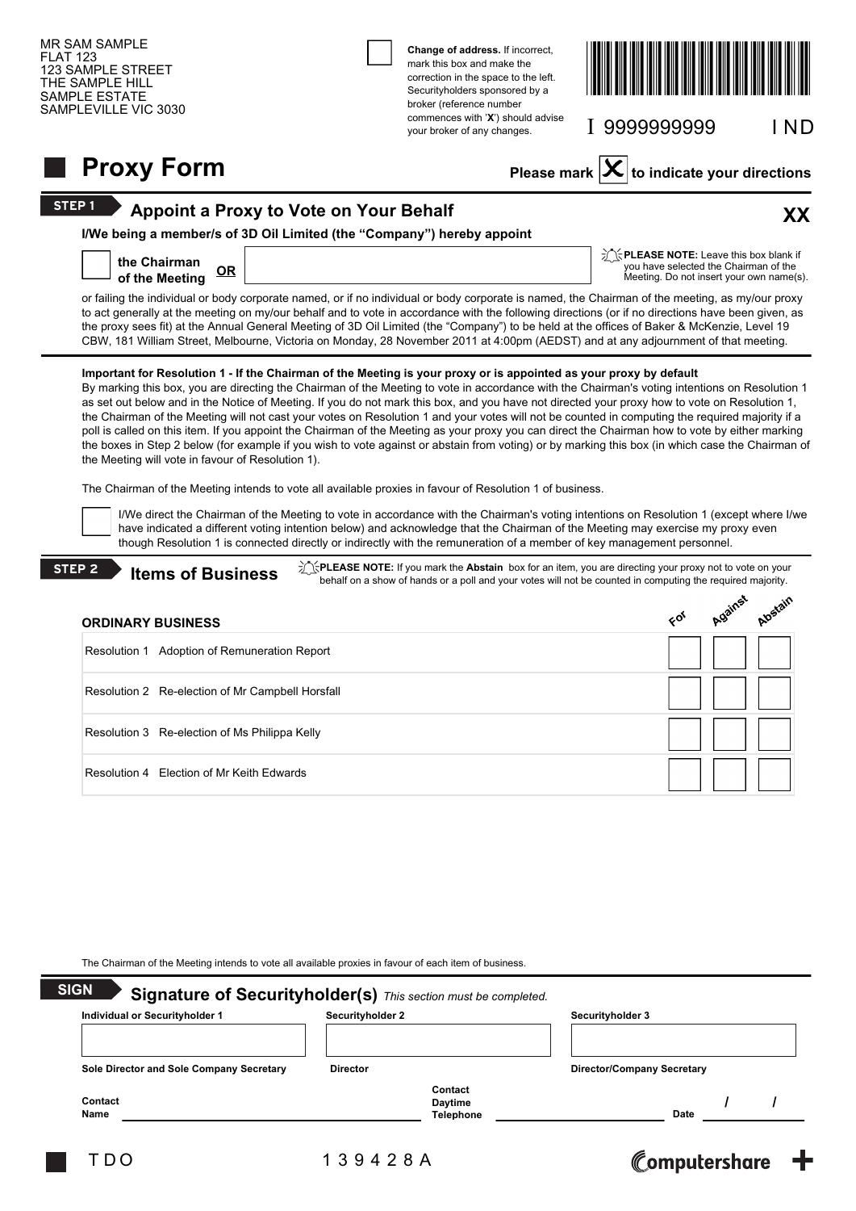MR SAM SAMPLE
FLAT 123
123 SAMPLE STREET
THE SAMPLE HILL
SAMPLE ESTATE
SAMPLEVILLE VIC 3030

☐ **Change of address.** If incorrect, mark this box and make the correction in the space to the left. Securityholders sponsored by a broker (reference number commences with '**X**') should advise your broker of any changes.

I 9999999999 I ND

# Proxy Form

**Please mark ☒ to indicate your directions**

## STEP 1 Appoint a Proxy to Vote on Your Behalf

**XX**

**I/We being a member/s of 3D Oil Limited (the "Company") hereby appoint**

☐ **the Chairman of the Meeting** **OR** ____________________

**PLEASE NOTE:** Leave this box blank if you have selected the Chairman of the Meeting. Do not insert your own name(s).

or failing the individual or body corporate named, or if no individual or body corporate is named, the Chairman of the meeting, as my/our proxy to act generally at the meeting on my/our behalf and to vote in accordance with the following directions (or if no directions have been given, as the proxy sees fit) at the Annual General Meeting of 3D Oil Limited (the "Company") to be held at the offices of Baker & McKenzie, Level 19 CBW, 181 William Street, Melbourne, Victoria on Monday, 28 November 2011 at 4:00pm (AEDST) and at any adjournment of that meeting.

**Important for Resolution 1 - If the Chairman of the Meeting is your proxy or is appointed as your proxy by default**
By marking this box, you are directing the Chairman of the Meeting to vote in accordance with the Chairman's voting intentions on Resolution 1 as set out below and in the Notice of Meeting. If you do not mark this box, and you have not directed your proxy how to vote on Resolution 1, the Chairman of the Meeting will not cast your votes on Resolution 1 and your votes will not be counted in computing the required majority if a poll is called on this item. If you appoint the Chairman of the Meeting as your proxy you can direct the Chairman how to vote by either marking the boxes in Step 2 below (for example if you wish to vote against or abstain from voting) or by marking this box (in which case the Chairman of the Meeting will vote in favour of Resolution 1).

The Chairman of the Meeting intends to vote all available proxies in favour of Resolution 1 of business.

☐ I/We direct the Chairman of the Meeting to vote in accordance with the Chairman's voting intentions on Resolution 1 (except where I/we have indicated a different voting intention below) and acknowledge that the Chairman of the Meeting may exercise my proxy even though Resolution 1 is connected directly or indirectly with the remuneration of a member of key management personnel.

## STEP 2 Items of Business

**PLEASE NOTE:** If you mark the **Abstain** box for an item, you are directing your proxy not to vote on your behalf on a show of hands or a poll and your votes will not be counted in computing the required majority.

| ORDINARY BUSINESS | For | Against | Abstain |
|---|---|---|---|
| Resolution 1 Adoption of Remuneration Report | ☐ | ☐ | ☐ |
| Resolution 2 Re-election of Mr Campbell Horsfall | ☐ | ☐ | ☐ |
| Resolution 3 Re-election of Ms Philippa Kelly | ☐ | ☐ | ☐ |
| Resolution 4 Election of Mr Keith Edwards | ☐ | ☐ | ☐ |

The Chairman of the Meeting intends to vote all available proxies in favour of each item of business.

## SIGN Signature of Securityholder(s) *This section must be completed.*

| Individual or Securityholder 1 | Securityholder 2 | Securityholder 3 |
|---|---|---|
| | | |
| Sole Director and Sole Company Secretary | Director | Director/Company Secretary |

Contact Name ____________________ Contact Daytime Telephone ____________________ Date ___ / ___ / ___

TDO 139428A

Computershare